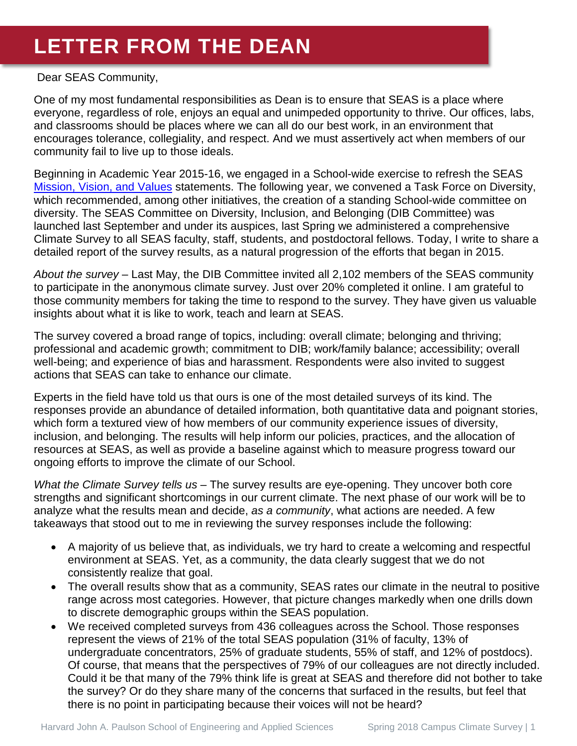# LETTER FROM THE DEAN

Dear SEAS Community,

One of my most fundamental responsibilities as Dean is to ensure that SEAS is a place where everyone, regardless of role, enjoys an equal and unimpeded opportunity to thrive. Our offices, labs, and classrooms should be places where we can all do our best work, in an environment that encourages tolerance, collegiality, and respect. And we must assertively act when members of our community fail to live up to those ideals.

Beginning in Academic Year 2015-16, we engaged in a School-wide exercise to refresh the SEAS Mission, Vision, and Values statements. The following year, we convened a Task Force on Diversity, which recommended, among other initiatives, the creation of a standing School-wide committee on diversity. The SEAS Committee on Diversity, Inclusion, and Belonging (DIB Committee) was launched last September and under its auspices, last Spring we administered a comprehensive Climate Survey to all SEAS faculty, staff, students, and postdoctoral fellows. Today, I write to share a detailed report of the survey results, as a natural progression of the efforts that began in 2015.

*About the survey* – Last May, the DIB Committee invited all 2,102 members of the SEAS community to participate in the anonymous climate survey. Just over 20% completed it online. I am grateful to those community members for taking the time to respond to the survey. They have given us valuable insights about what it is like to work, teach and learn at SEAS.

The survey covered a broad range of topics, including: overall climate; belonging and thriving; professional and academic growth; commitment to DIB; work/family balance; accessibility; overall well-being; and experience of bias and harassment. Respondents were also invited to suggest actions that SEAS can take to enhance our climate.

Experts in the field have told us that ours is one of the most detailed surveys of its kind. The responses provide an abundance of detailed information, both quantitative data and poignant stories, which form a textured view of how members of our community experience issues of diversity, inclusion, and belonging. The results will help inform our policies, practices, and the allocation of resources at SEAS, as well as provide a baseline against which to measure progress toward our ongoing efforts to improve the climate of our School.

*What the Climate Survey tells us* – The survey results are eye-opening. They uncover both core strengths and significant shortcomings in our current climate. The next phase of our work will be to analyze what the results mean and decide, *as a community*, what actions are needed. A few takeaways that stood out to me in reviewing the survey responses include the following:

- A majority of us believe that, as individuals, we try hard to create a welcoming and respectful environment at SEAS. Yet, as a community, the data clearly suggest that we do not consistently realize that goal.
- The overall results show that as a community, SEAS rates our climate in the neutral to positive range across most categories. However, that picture changes markedly when one drills down to discrete demographic groups within the SEAS population.
- We received completed surveys from 436 colleagues across the School. Those responses represent the views of 21% of the total SEAS population (31% of faculty, 13% of undergraduate concentrators, 25% of graduate students, 55% of staff, and 12% of postdocs). Of course, that means that the perspectives of 79% of our colleagues are not directly included. Could it be that many of the 79% think life is great at SEAS and therefore did not bother to take the survey? Or do they share many of the concerns that surfaced in the results, but feel that there is no point in participating because their voices will not be heard?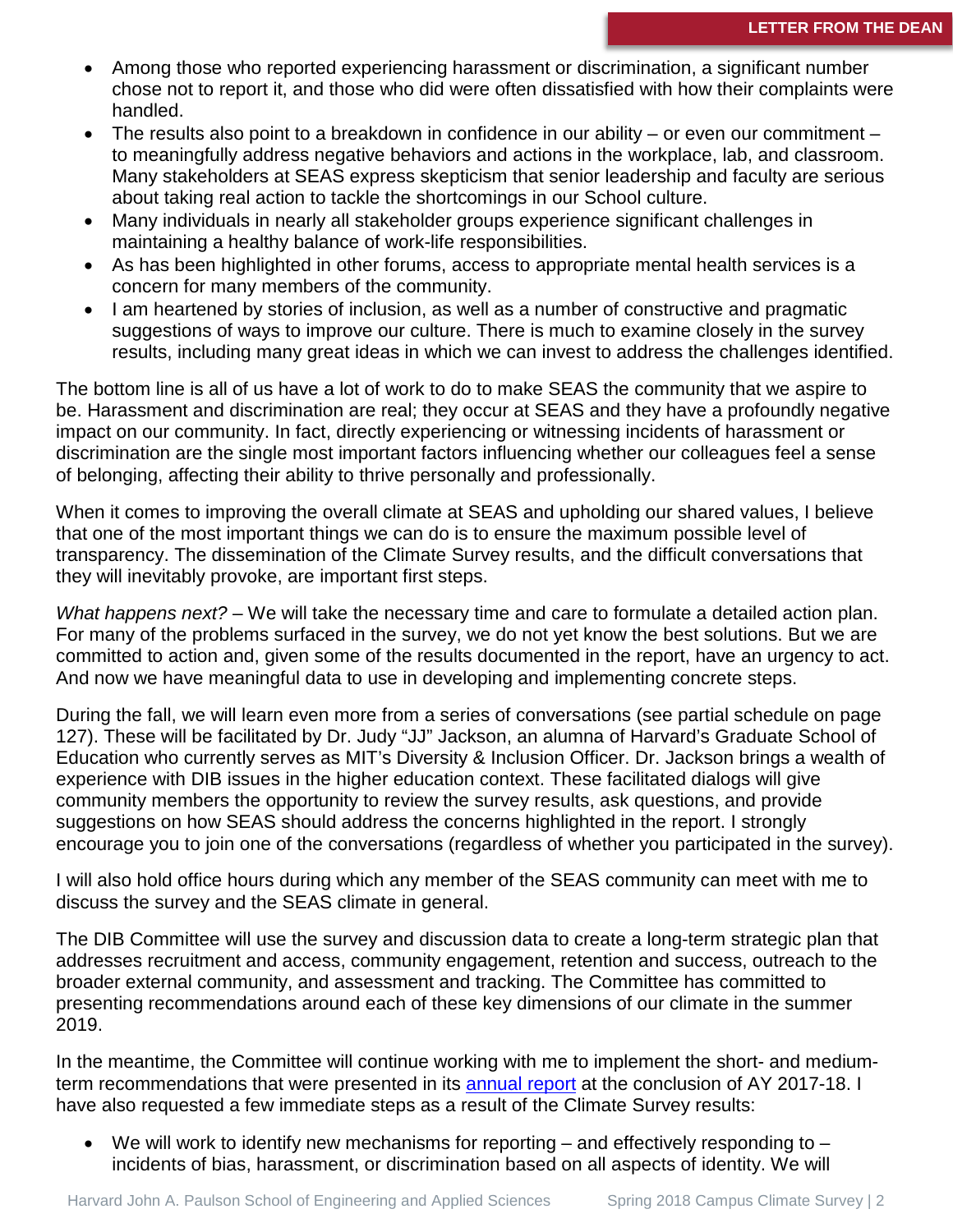- Among those who reported experiencing harassment or discrimination, a significant number chose not to report it, and those who did were often dissatisfied with how their complaints were handled.
- The results also point to a breakdown in confidence in our ability – or even our commitment – to meaningfully address negative behaviors and actions in the workplace, lab, and classroom. Many stakeholders at SEAS express skepticism that senior leadership and faculty are serious about taking real action to tackle the shortcomings in our School culture.
- Many individuals in nearly all stakeholder groups experience significant challenges in maintaining a healthy balance of work-life responsibilities.
- As has been highlighted in other forums, access to appropriate mental health services is a concern for many members of the community.
- I am heartened by stories of inclusion, as well as a number of constructive and pragmatic suggestions of ways to improve our culture. There is much to examine closely in the survey results, including many great ideas in which we can invest to address the challenges identified.

The bottom line is all of us have a lot of work to do to make SEAS the community that we aspire to be. Harassment and discrimination are real; they occur at SEAS and they have a profoundly negative impact on our community. In fact, directly experiencing or witnessing incidents of harassment or discrimination are the single most important factors influencing whether our colleagues feel a sense of belonging, affecting their ability to thrive personally and professionally.

When it comes to improving the overall climate at SEAS and upholding our shared values, I believe that one of the most important things we can do is to ensure the maximum possible level of transparency. The dissemination of the Climate Survey results, and the difficult conversations that they will inevitably provoke, are important first steps.

*What happens next?* – We will take the necessary time and care to formulate a detailed action plan. For many of the problems surfaced in the survey, we do not yet know the best solutions. But we are committed to action and, given some of the results documented in the report, have an urgency to act. And now we have meaningful data to use in developing and implementing concrete steps.

During the fall, we will learn even more from a series of conversations (see partial schedule on page 127). These will be facilitated by Dr. Judy "JJ" Jackson, an alumna of Harvard's Graduate School of Education who currently serves as MIT's Diversity & Inclusion Officer. Dr. Jackson brings a wealth of experience with DIB issues in the higher education context. These facilitated dialogs will give community members the opportunity to review the survey results, ask questions, and provide suggestions on how SEAS should address the concerns highlighted in the report. I strongly encourage you to join one of the conversations (regardless of whether you participated in the survey).

I will also hold office hours during which any member of the SEAS community can meet with me to discuss the survey and the SEAS climate in general.

The DIB Committee will use the survey and discussion data to create a long-term strategic plan that addresses recruitment and access, community engagement, retention and success, outreach to the broader external community, and assessment and tracking. The Committee has committed to presenting recommendations around each of these key dimensions of our climate in the summer 2019.

In the meantime, the Committee will continue working with me to implement the short- and medium-term recommendations that were presented in its annual report at the conclusion of AY 2017-18. I have also requested a few immediate steps as a result of the Climate Survey results:

- We will work to identify new mechanisms for reporting – and effectively responding to – incidents of bias, harassment, or discrimination based on all aspects of identity. We will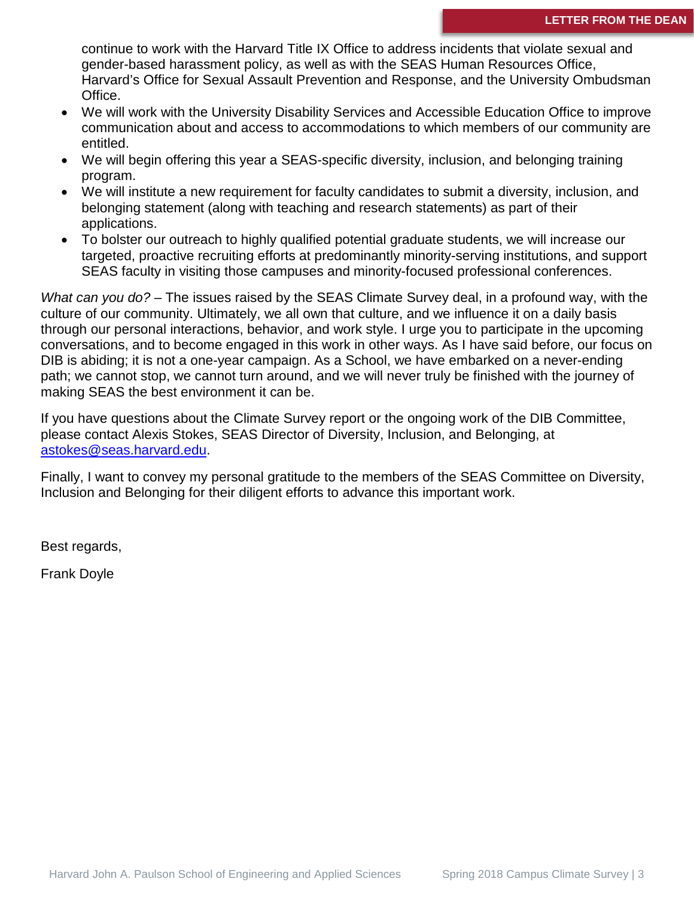continue to work with the Harvard Title IX Office to address incidents that violate sexual and gender-based harassment policy, as well as with the SEAS Human Resources Office, Harvard's Office for Sexual Assault Prevention and Response, and the University Ombudsman Office.

- We will work with the University Disability Services and Accessible Education Office to improve communication about and access to accommodations to which members of our community are entitled.
- We will begin offering this year a SEAS-specific diversity, inclusion, and belonging training program.
- We will institute a new requirement for faculty candidates to submit a diversity, inclusion, and belonging statement (along with teaching and research statements) as part of their applications.
- To bolster our outreach to highly qualified potential graduate students, we will increase our targeted, proactive recruiting efforts at predominantly minority-serving institutions, and support SEAS faculty in visiting those campuses and minority-focused professional conferences.

*What can you do?* – The issues raised by the SEAS Climate Survey deal, in a profound way, with the culture of our community. Ultimately, we all own that culture, and we influence it on a daily basis through our personal interactions, behavior, and work style. I urge you to participate in the upcoming conversations, and to become engaged in this work in other ways. As I have said before, our focus on DIB is abiding; it is not a one-year campaign. As a School, we have embarked on a never-ending path; we cannot stop, we cannot turn around, and we will never truly be finished with the journey of making SEAS the best environment it can be.

If you have questions about the Climate Survey report or the ongoing work of the DIB Committee, please contact Alexis Stokes, SEAS Director of Diversity, Inclusion, and Belonging, at [astokes@seas.harvard.edu](mailto:astokes@seas.harvard.edu).

Finally, I want to convey my personal gratitude to the members of the SEAS Committee on Diversity, Inclusion and Belonging for their diligent efforts to advance this important work.

Best regards,

Frank Doyle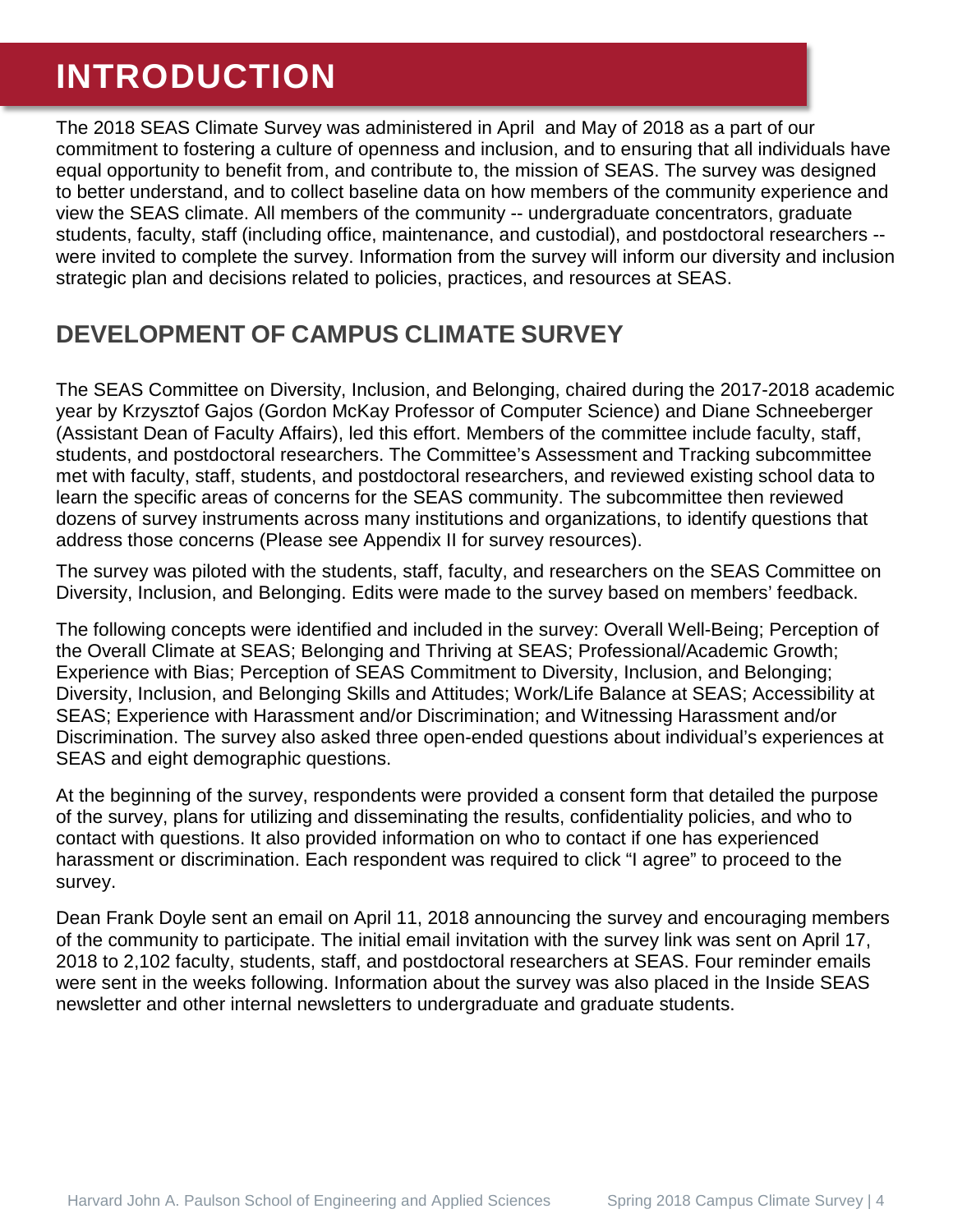# INTRODUCTION

The 2018 SEAS Climate Survey was administered in April and May of 2018 as a part of our commitment to fostering a culture of openness and inclusion, and to ensuring that all individuals have equal opportunity to benefit from, and contribute to, the mission of SEAS. The survey was designed to better understand, and to collect baseline data on how members of the community experience and view the SEAS climate. All members of the community -- undergraduate concentrators, graduate students, faculty, staff (including office, maintenance, and custodial), and postdoctoral researchers -- were invited to complete the survey. Information from the survey will inform our diversity and inclusion strategic plan and decisions related to policies, practices, and resources at SEAS.

## DEVELOPMENT OF CAMPUS CLIMATE SURVEY

The SEAS Committee on Diversity, Inclusion, and Belonging, chaired during the 2017-2018 academic year by Krzysztof Gajos (Gordon McKay Professor of Computer Science) and Diane Schneeberger (Assistant Dean of Faculty Affairs), led this effort. Members of the committee include faculty, staff, students, and postdoctoral researchers. The Committee's Assessment and Tracking subcommittee met with faculty, staff, students, and postdoctoral researchers, and reviewed existing school data to learn the specific areas of concerns for the SEAS community. The subcommittee then reviewed dozens of survey instruments across many institutions and organizations, to identify questions that address those concerns (Please see Appendix II for survey resources).

The survey was piloted with the students, staff, faculty, and researchers on the SEAS Committee on Diversity, Inclusion, and Belonging. Edits were made to the survey based on members' feedback.

The following concepts were identified and included in the survey: Overall Well-Being; Perception of the Overall Climate at SEAS; Belonging and Thriving at SEAS; Professional/Academic Growth; Experience with Bias; Perception of SEAS Commitment to Diversity, Inclusion, and Belonging; Diversity, Inclusion, and Belonging Skills and Attitudes; Work/Life Balance at SEAS; Accessibility at SEAS; Experience with Harassment and/or Discrimination; and Witnessing Harassment and/or Discrimination. The survey also asked three open-ended questions about individual's experiences at SEAS and eight demographic questions.

At the beginning of the survey, respondents were provided a consent form that detailed the purpose of the survey, plans for utilizing and disseminating the results, confidentiality policies, and who to contact with questions. It also provided information on who to contact if one has experienced harassment or discrimination. Each respondent was required to click "I agree" to proceed to the survey.

Dean Frank Doyle sent an email on April 11, 2018 announcing the survey and encouraging members of the community to participate. The initial email invitation with the survey link was sent on April 17, 2018 to 2,102 faculty, students, staff, and postdoctoral researchers at SEAS. Four reminder emails were sent in the weeks following. Information about the survey was also placed in the Inside SEAS newsletter and other internal newsletters to undergraduate and graduate students.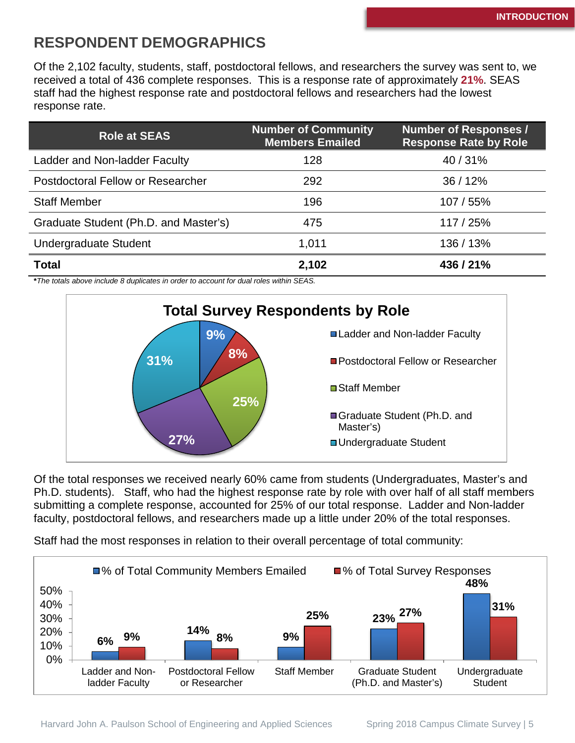## RESPONDENT DEMOGRAPHICS

Of the 2,102 faculty, students, staff, postdoctoral fellows, and researchers the survey was sent to, we received a total of 436 complete responses. This is a response rate of approximately **21%**. SEAS staff had the highest response rate and postdoctoral fellows and researchers had the lowest response rate.

| Role at SEAS | Number of Community Members Emailed | Number of Responses / Response Rate by Role |
|---|---|---|
| Ladder and Non-ladder Faculty | 128 | 40 / 31% |
| Postdoctoral Fellow or Researcher | 292 | 36 / 12% |
| Staff Member | 196 | 107 / 55% |
| Graduate Student (Ph.D. and Master's) | 475 | 117 / 25% |
| Undergraduate Student | 1,011 | 136 / 13% |
| **Total** | **2,102** | **436 / 21%** |

***The totals above include 8 duplicates in order to account for dual roles within SEAS.***

**Total Survey Respondents by Role**

| Role | % |
|---|---|
| Ladder and Non-ladder Faculty | 9% |
| Postdoctoral Fellow or Researcher | 8% |
| Staff Member | 25% |
| Graduate Student (Ph.D. and Master's) | 27% |
| Undergraduate Student | 31% |

Of the total responses we received nearly 60% came from students (Undergraduates, Master's and Ph.D. students). Staff, who had the highest response rate by role with over half of all staff members submitting a complete response, accounted for 25% of our total response. Ladder and Non-ladder faculty, postdoctoral fellows, and researchers made up a little under 20% of the total responses.

Staff had the most responses in relation to their overall percentage of total community:

| Role | % of Total Community Members Emailed | % of Total Survey Responses |
|---|---|---|
| Ladder and Non-ladder Faculty | 6% | 9% |
| Postdoctoral Fellow or Researcher | 14% | 8% |
| Staff Member | 9% | 25% |
| Graduate Student (Ph.D. and Master's) | 23% | 27% |
| Undergraduate Student | 48% | 31% |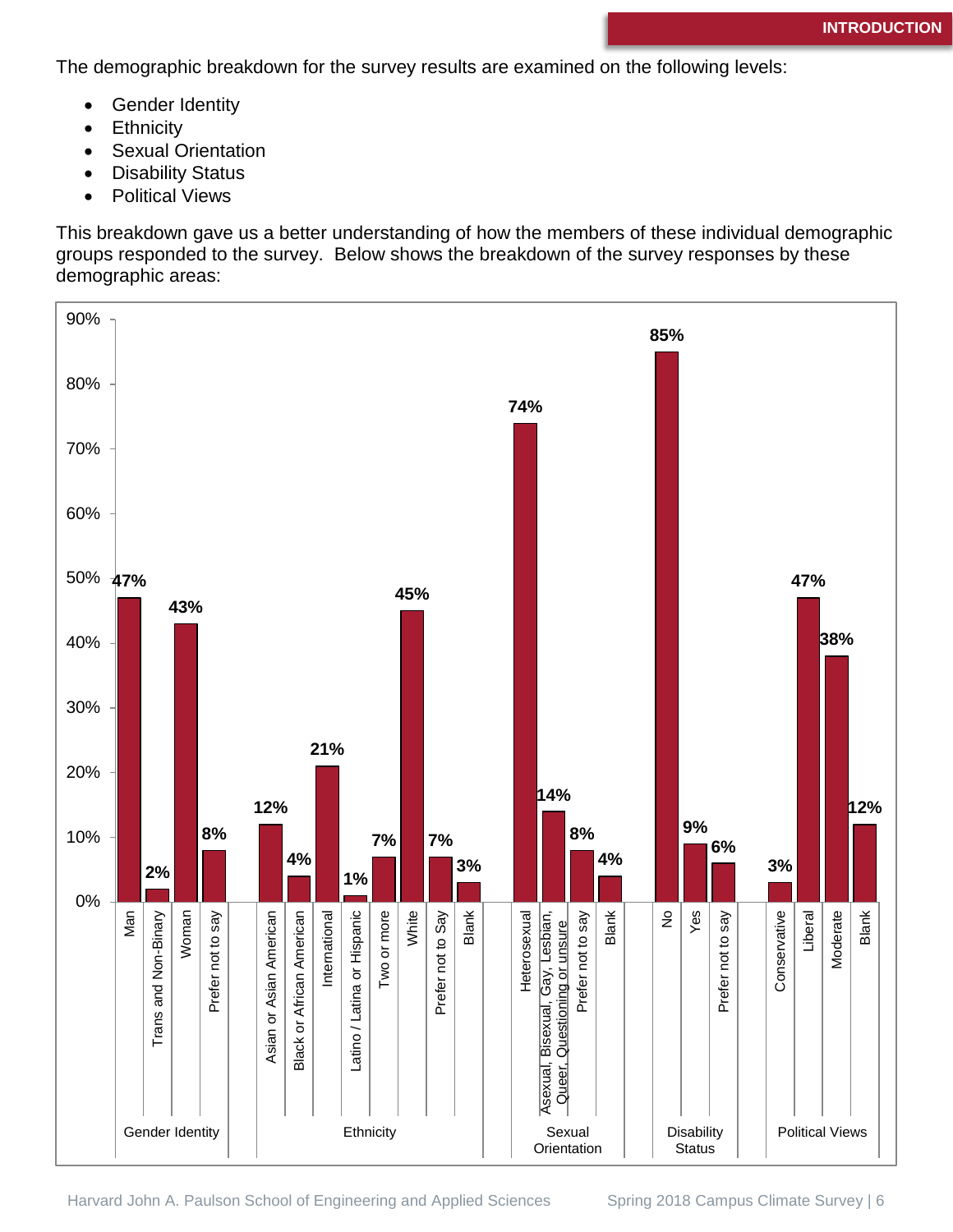The demographic breakdown for the survey results are examined on the following levels:

- Gender Identity
- Ethnicity
- Sexual Orientation
- Disability Status
- Political Views

This breakdown gave us a better understanding of how the members of these individual demographic groups responded to the survey. Below shows the breakdown of the survey responses by these demographic areas:

| Demographic Area | Category | Percentage |
|---|---|---|
| Gender Identity | Man | 47% |
| | Trans and Non-Binary | 2% |
| | Woman | 43% |
| | Prefer not to say | 8% |
| Ethnicity | Asian or Asian American | 12% |
| | Black or African American | 4% |
| | International | 21% |
| | Latino / Latina or Hispanic | 1% |
| | Two or more | 7% |
| | White | 45% |
| | Prefer not to Say | 7% |
| | Blank | 3% |
| Sexual Orientation | Heterosexual | 74% |
| | Asexual, Bisexual, Gay, Lesbian, Queer, Questioning or unsure | 14% |
| | Prefer not to say | 8% |
| | Blank | 4% |
| Disability Status | No | 85% |
| | Yes | 9% |
| | Prefer not to say | 6% |
| Political Views | Conservative | 3% |
| | Liberal | 47% |
| | Moderate | 38% |
| | Blank | 12% |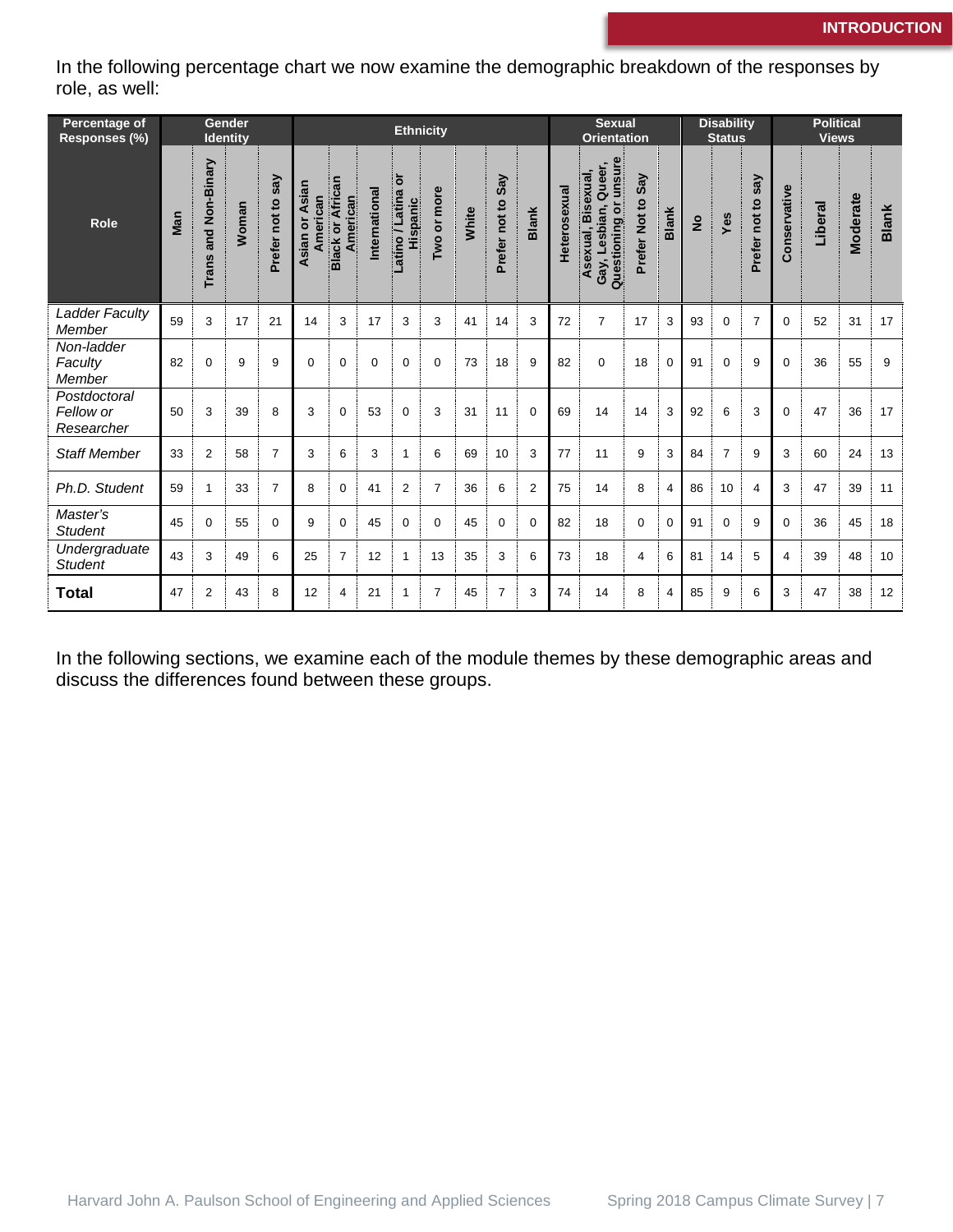In the following percentage chart we now examine the demographic breakdown of the responses by role, as well:

| Percentage of Responses (%) | Gender Identity | | | | Ethnicity | | | | | | | | Sexual Orientation | | | | Disability Status | | | Political Views | | | |
|---|---|---|---|---|---|---|---|---|---|---|---|---|---|---|---|---|---|---|---|---|---|---|---|
| Role | Man | Trans and Non-Binary | Woman | Prefer not to say | Asian or Asian American | Black or African American | International | Latino / Latina or Hispanic | Two or more | White | Prefer not to Say | Blank | Heterosexual | Asexual, Bisexual, Gay, Lesbian, Queer, Questioning or unsure | Prefer Not to Say | Blank | No | Yes | Prefer not to say | Conservative | Liberal | Moderate | Blank |
| *Ladder Faculty Member* | 59 | 3 | 17 | 21 | 14 | 3 | 17 | 3 | 3 | 41 | 14 | 3 | 72 | 7 | 17 | 3 | 93 | 0 | 7 | 0 | 52 | 31 | 17 |
| *Non-ladder Faculty Member* | 82 | 0 | 9 | 9 | 0 | 0 | 0 | 0 | 0 | 73 | 18 | 9 | 82 | 0 | 18 | 0 | 91 | 0 | 9 | 0 | 36 | 55 | 9 |
| *Postdoctoral Fellow or Researcher* | 50 | 3 | 39 | 8 | 3 | 0 | 53 | 0 | 3 | 31 | 11 | 0 | 69 | 14 | 14 | 3 | 92 | 6 | 3 | 0 | 47 | 36 | 17 |
| *Staff Member* | 33 | 2 | 58 | 7 | 3 | 6 | 3 | 1 | 6 | 69 | 10 | 3 | 77 | 11 | 9 | 3 | 84 | 7 | 9 | 3 | 60 | 24 | 13 |
| *Ph.D. Student* | 59 | 1 | 33 | 7 | 8 | 0 | 41 | 2 | 7 | 36 | 6 | 2 | 75 | 14 | 8 | 4 | 86 | 10 | 4 | 3 | 47 | 39 | 11 |
| *Master's Student* | 45 | 0 | 55 | 0 | 9 | 0 | 45 | 0 | 0 | 45 | 0 | 0 | 82 | 18 | 0 | 0 | 91 | 0 | 9 | 0 | 36 | 45 | 18 |
| *Undergraduate Student* | 43 | 3 | 49 | 6 | 25 | 7 | 12 | 1 | 13 | 35 | 3 | 6 | 73 | 18 | 4 | 6 | 81 | 14 | 5 | 4 | 39 | 48 | 10 |
| **Total** | 47 | 2 | 43 | 8 | 12 | 4 | 21 | 1 | 7 | 45 | 7 | 3 | 74 | 14 | 8 | 4 | 85 | 9 | 6 | 3 | 47 | 38 | 12 |

In the following sections, we examine each of the module themes by these demographic areas and discuss the differences found between these groups.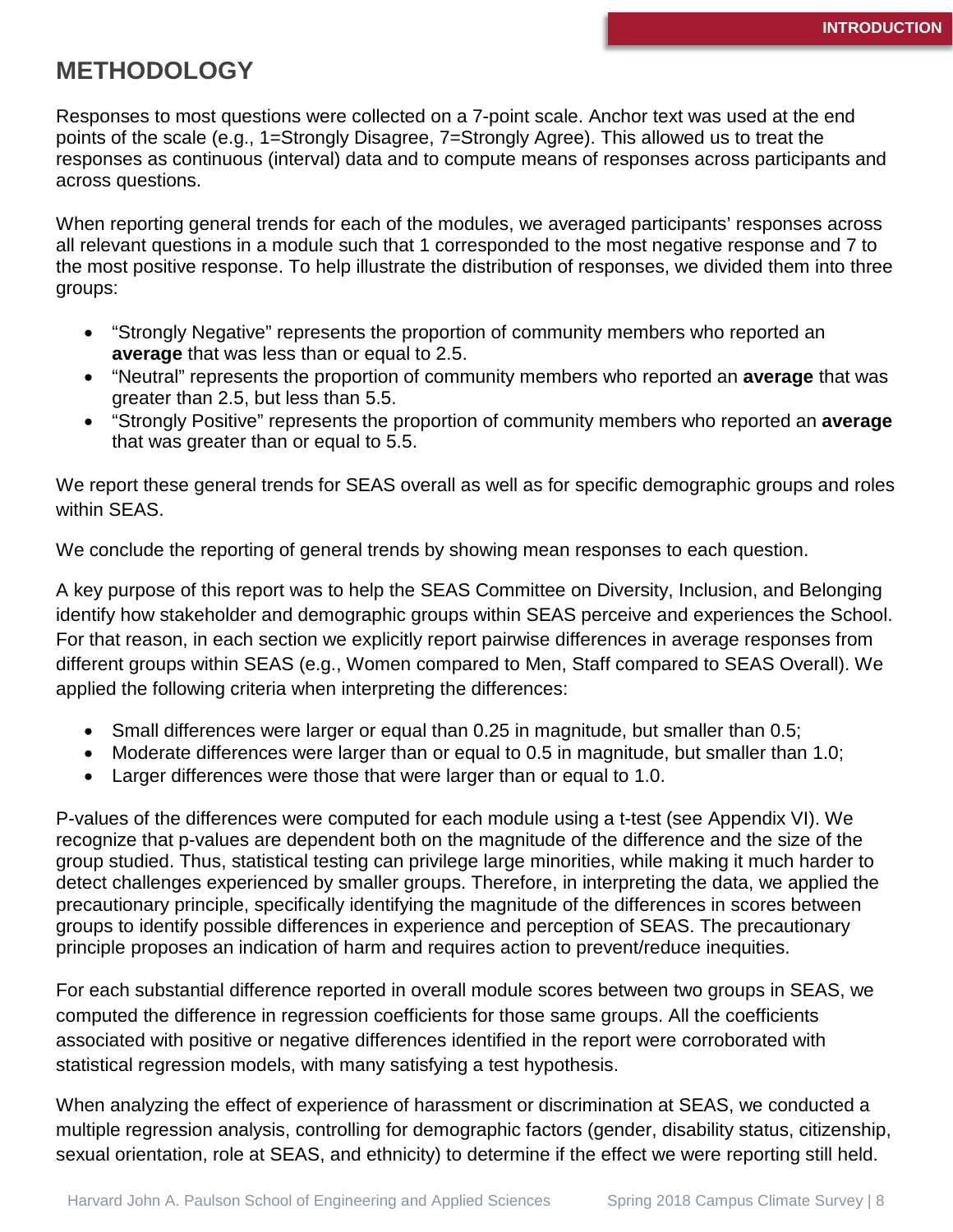## METHODOLOGY

Responses to most questions were collected on a 7-point scale. Anchor text was used at the end points of the scale (e.g., 1=Strongly Disagree, 7=Strongly Agree). This allowed us to treat the responses as continuous (interval) data and to compute means of responses across participants and across questions.

When reporting general trends for each of the modules, we averaged participants' responses across all relevant questions in a module such that 1 corresponded to the most negative response and 7 to the most positive response. To help illustrate the distribution of responses, we divided them into three groups:

- "Strongly Negative" represents the proportion of community members who reported an **average** that was less than or equal to 2.5.
- "Neutral" represents the proportion of community members who reported an **average** that was greater than 2.5, but less than 5.5.
- "Strongly Positive" represents the proportion of community members who reported an **average** that was greater than or equal to 5.5.

We report these general trends for SEAS overall as well as for specific demographic groups and roles within SEAS.

We conclude the reporting of general trends by showing mean responses to each question.

A key purpose of this report was to help the SEAS Committee on Diversity, Inclusion, and Belonging identify how stakeholder and demographic groups within SEAS perceive and experiences the School. For that reason, in each section we explicitly report pairwise differences in average responses from different groups within SEAS (e.g., Women compared to Men, Staff compared to SEAS Overall). We applied the following criteria when interpreting the differences:

- Small differences were larger or equal than 0.25 in magnitude, but smaller than 0.5;
- Moderate differences were larger than or equal to 0.5 in magnitude, but smaller than 1.0;
- Larger differences were those that were larger than or equal to 1.0.

P-values of the differences were computed for each module using a t-test (see Appendix VI). We recognize that p-values are dependent both on the magnitude of the difference and the size of the group studied. Thus, statistical testing can privilege large minorities, while making it much harder to detect challenges experienced by smaller groups. Therefore, in interpreting the data, we applied the precautionary principle, specifically identifying the magnitude of the differences in scores between groups to identify possible differences in experience and perception of SEAS. The precautionary principle proposes an indication of harm and requires action to prevent/reduce inequities.

For each substantial difference reported in overall module scores between two groups in SEAS, we computed the difference in regression coefficients for those same groups. All the coefficients associated with positive or negative differences identified in the report were corroborated with statistical regression models, with many satisfying a test hypothesis.

When analyzing the effect of experience of harassment or discrimination at SEAS, we conducted a multiple regression analysis, controlling for demographic factors (gender, disability status, citizenship, sexual orientation, role at SEAS, and ethnicity) to determine if the effect we were reporting still held.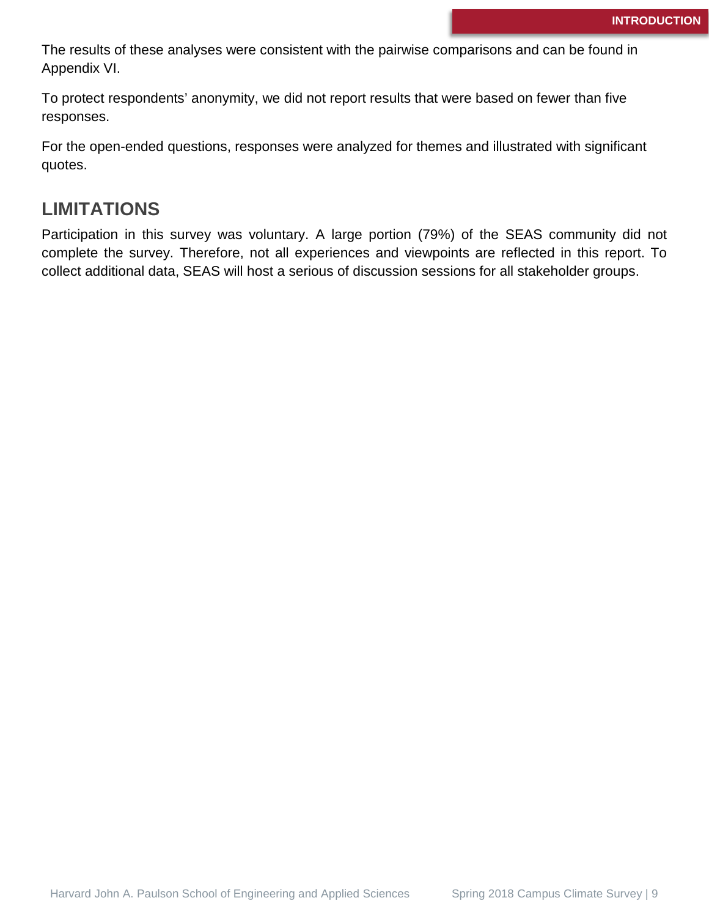The results of these analyses were consistent with the pairwise comparisons and can be found in Appendix VI.

To protect respondents' anonymity, we did not report results that were based on fewer than five responses.

For the open-ended questions, responses were analyzed for themes and illustrated with significant quotes.

## LIMITATIONS

Participation in this survey was voluntary. A large portion (79%) of the SEAS community did not complete the survey. Therefore, not all experiences and viewpoints are reflected in this report. To collect additional data, SEAS will host a serious of discussion sessions for all stakeholder groups.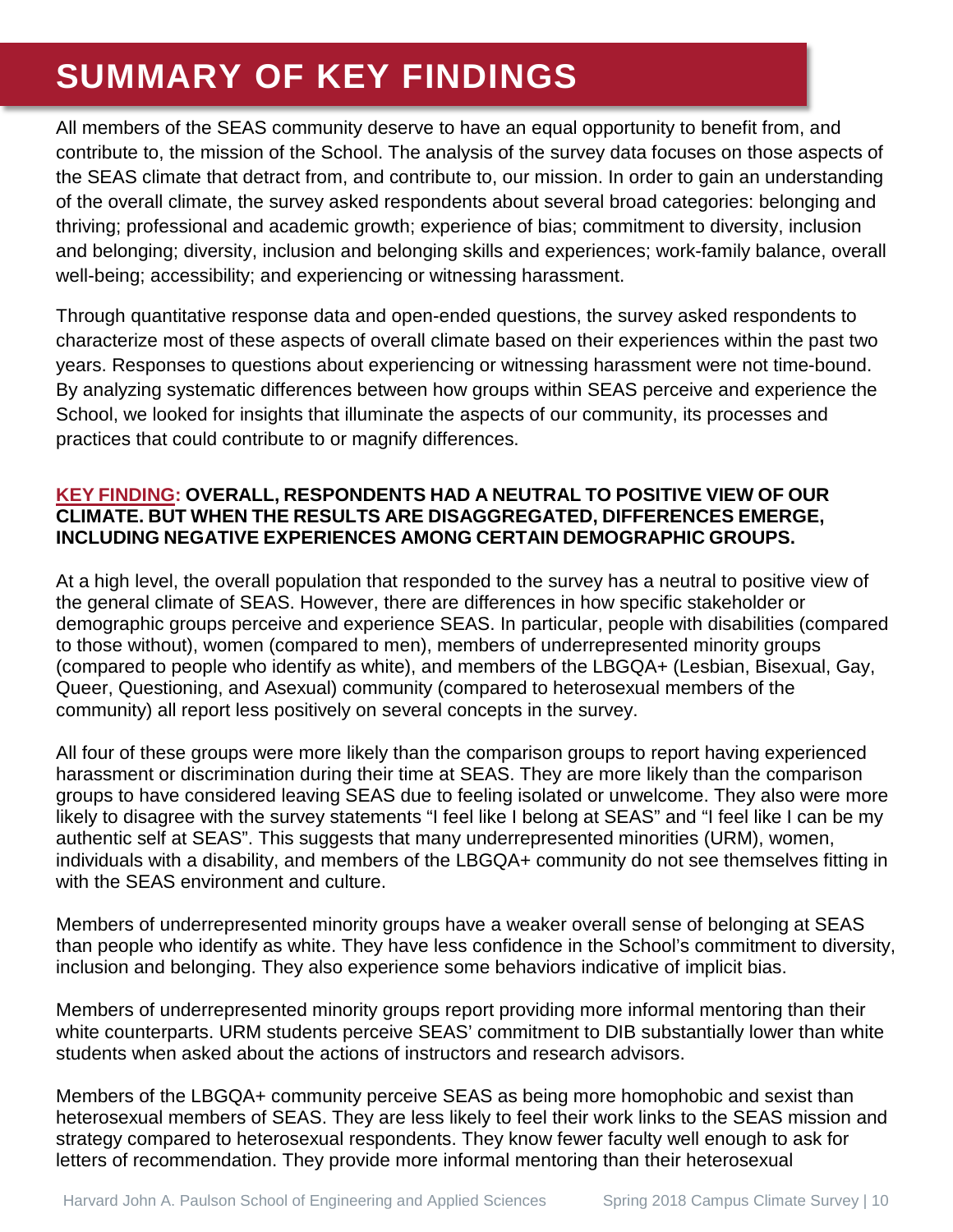# SUMMARY OF KEY FINDINGS

All members of the SEAS community deserve to have an equal opportunity to benefit from, and contribute to, the mission of the School. The analysis of the survey data focuses on those aspects of the SEAS climate that detract from, and contribute to, our mission. In order to gain an understanding of the overall climate, the survey asked respondents about several broad categories: belonging and thriving; professional and academic growth; experience of bias; commitment to diversity, inclusion and belonging; diversity, inclusion and belonging skills and experiences; work-family balance, overall well-being; accessibility; and experiencing or witnessing harassment.

Through quantitative response data and open-ended questions, the survey asked respondents to characterize most of these aspects of overall climate based on their experiences within the past two years. Responses to questions about experiencing or witnessing harassment were not time-bound. By analyzing systematic differences between how groups within SEAS perceive and experience the School, we looked for insights that illuminate the aspects of our community, its processes and practices that could contribute to or magnify differences.

**KEY FINDING: OVERALL, RESPONDENTS HAD A NEUTRAL TO POSITIVE VIEW OF OUR CLIMATE. BUT WHEN THE RESULTS ARE DISAGGREGATED, DIFFERENCES EMERGE, INCLUDING NEGATIVE EXPERIENCES AMONG CERTAIN DEMOGRAPHIC GROUPS.**

At a high level, the overall population that responded to the survey has a neutral to positive view of the general climate of SEAS. However, there are differences in how specific stakeholder or demographic groups perceive and experience SEAS. In particular, people with disabilities (compared to those without), women (compared to men), members of underrepresented minority groups (compared to people who identify as white), and members of the LBGQA+ (Lesbian, Bisexual, Gay, Queer, Questioning, and Asexual) community (compared to heterosexual members of the community) all report less positively on several concepts in the survey.

All four of these groups were more likely than the comparison groups to report having experienced harassment or discrimination during their time at SEAS. They are more likely than the comparison groups to have considered leaving SEAS due to feeling isolated or unwelcome. They also were more likely to disagree with the survey statements "I feel like I belong at SEAS" and "I feel like I can be my authentic self at SEAS". This suggests that many underrepresented minorities (URM), women, individuals with a disability, and members of the LBGQA+ community do not see themselves fitting in with the SEAS environment and culture.

Members of underrepresented minority groups have a weaker overall sense of belonging at SEAS than people who identify as white. They have less confidence in the School's commitment to diversity, inclusion and belonging. They also experience some behaviors indicative of implicit bias.

Members of underrepresented minority groups report providing more informal mentoring than their white counterparts. URM students perceive SEAS' commitment to DIB substantially lower than white students when asked about the actions of instructors and research advisors.

Members of the LBGQA+ community perceive SEAS as being more homophobic and sexist than heterosexual members of SEAS. They are less likely to feel their work links to the SEAS mission and strategy compared to heterosexual respondents. They know fewer faculty well enough to ask for letters of recommendation. They provide more informal mentoring than their heterosexual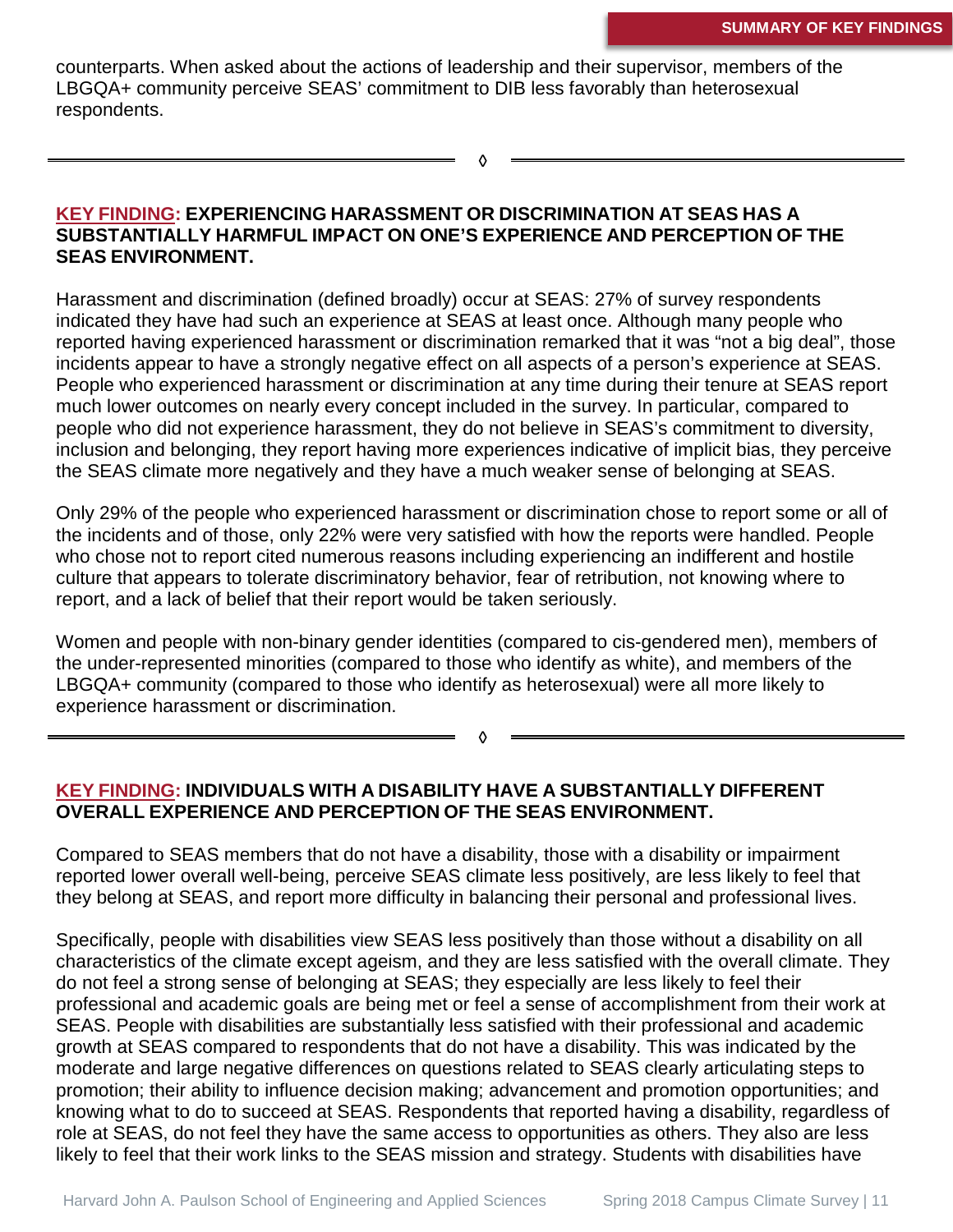counterparts. When asked about the actions of leadership and their supervisor, members of the LBGQA+ community perceive SEAS' commitment to DIB less favorably than heterosexual respondents.

◊

### KEY FINDING: EXPERIENCING HARASSMENT OR DISCRIMINATION AT SEAS HAS A SUBSTANTIALLY HARMFUL IMPACT ON ONE'S EXPERIENCE AND PERCEPTION OF THE SEAS ENVIRONMENT.

Harassment and discrimination (defined broadly) occur at SEAS: 27% of survey respondents indicated they have had such an experience at SEAS at least once. Although many people who reported having experienced harassment or discrimination remarked that it was "not a big deal", those incidents appear to have a strongly negative effect on all aspects of a person's experience at SEAS. People who experienced harassment or discrimination at any time during their tenure at SEAS report much lower outcomes on nearly every concept included in the survey. In particular, compared to people who did not experience harassment, they do not believe in SEAS's commitment to diversity, inclusion and belonging, they report having more experiences indicative of implicit bias, they perceive the SEAS climate more negatively and they have a much weaker sense of belonging at SEAS.

Only 29% of the people who experienced harassment or discrimination chose to report some or all of the incidents and of those, only 22% were very satisfied with how the reports were handled. People who chose not to report cited numerous reasons including experiencing an indifferent and hostile culture that appears to tolerate discriminatory behavior, fear of retribution, not knowing where to report, and a lack of belief that their report would be taken seriously.

Women and people with non-binary gender identities (compared to cis-gendered men), members of the under-represented minorities (compared to those who identify as white), and members of the LBGQA+ community (compared to those who identify as heterosexual) were all more likely to experience harassment or discrimination.

◊

### KEY FINDING: INDIVIDUALS WITH A DISABILITY HAVE A SUBSTANTIALLY DIFFERENT OVERALL EXPERIENCE AND PERCEPTION OF THE SEAS ENVIRONMENT.

Compared to SEAS members that do not have a disability, those with a disability or impairment reported lower overall well-being, perceive SEAS climate less positively, are less likely to feel that they belong at SEAS, and report more difficulty in balancing their personal and professional lives.

Specifically, people with disabilities view SEAS less positively than those without a disability on all characteristics of the climate except ageism, and they are less satisfied with the overall climate. They do not feel a strong sense of belonging at SEAS; they especially are less likely to feel their professional and academic goals are being met or feel a sense of accomplishment from their work at SEAS. People with disabilities are substantially less satisfied with their professional and academic growth at SEAS compared to respondents that do not have a disability. This was indicated by the moderate and large negative differences on questions related to SEAS clearly articulating steps to promotion; their ability to influence decision making; advancement and promotion opportunities; and knowing what to do to succeed at SEAS. Respondents that reported having a disability, regardless of role at SEAS, do not feel they have the same access to opportunities as others. They also are less likely to feel that their work links to the SEAS mission and strategy. Students with disabilities have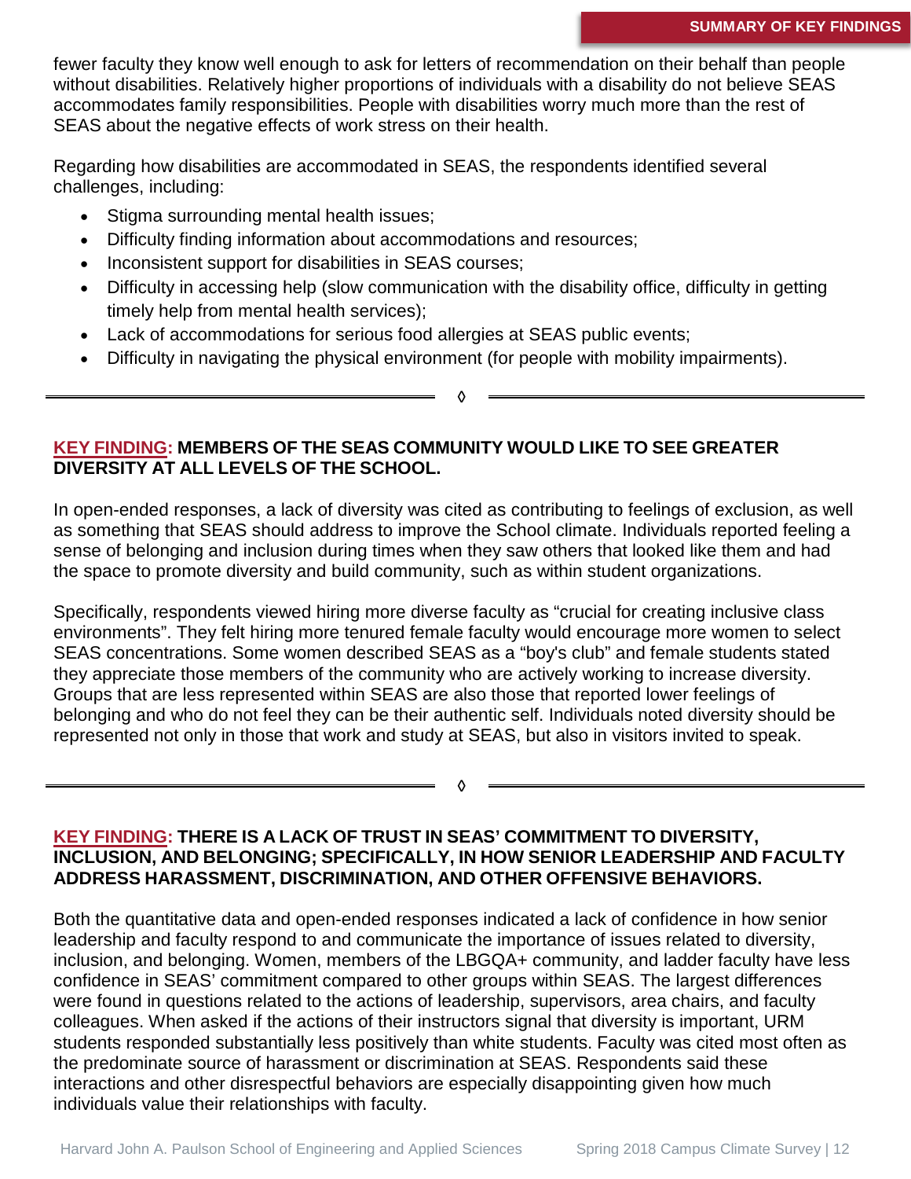fewer faculty they know well enough to ask for letters of recommendation on their behalf than people without disabilities. Relatively higher proportions of individuals with a disability do not believe SEAS accommodates family responsibilities. People with disabilities worry much more than the rest of SEAS about the negative effects of work stress on their health.

Regarding how disabilities are accommodated in SEAS, the respondents identified several challenges, including:

- Stigma surrounding mental health issues;
- Difficulty finding information about accommodations and resources;
- Inconsistent support for disabilities in SEAS courses;
- Difficulty in accessing help (slow communication with the disability office, difficulty in getting timely help from mental health services);
- Lack of accommodations for serious food allergies at SEAS public events;
- Difficulty in navigating the physical environment (for people with mobility impairments).

◊

### KEY FINDING: MEMBERS OF THE SEAS COMMUNITY WOULD LIKE TO SEE GREATER DIVERSITY AT ALL LEVELS OF THE SCHOOL.

In open-ended responses, a lack of diversity was cited as contributing to feelings of exclusion, as well as something that SEAS should address to improve the School climate. Individuals reported feeling a sense of belonging and inclusion during times when they saw others that looked like them and had the space to promote diversity and build community, such as within student organizations.

Specifically, respondents viewed hiring more diverse faculty as "crucial for creating inclusive class environments". They felt hiring more tenured female faculty would encourage more women to select SEAS concentrations. Some women described SEAS as a "boy's club" and female students stated they appreciate those members of the community who are actively working to increase diversity. Groups that are less represented within SEAS are also those that reported lower feelings of belonging and who do not feel they can be their authentic self. Individuals noted diversity should be represented not only in those that work and study at SEAS, but also in visitors invited to speak.

◊

### KEY FINDING: THERE IS A LACK OF TRUST IN SEAS' COMMITMENT TO DIVERSITY, INCLUSION, AND BELONGING; SPECIFICALLY, IN HOW SENIOR LEADERSHIP AND FACULTY ADDRESS HARASSMENT, DISCRIMINATION, AND OTHER OFFENSIVE BEHAVIORS.

Both the quantitative data and open-ended responses indicated a lack of confidence in how senior leadership and faculty respond to and communicate the importance of issues related to diversity, inclusion, and belonging. Women, members of the LBGQA+ community, and ladder faculty have less confidence in SEAS' commitment compared to other groups within SEAS. The largest differences were found in questions related to the actions of leadership, supervisors, area chairs, and faculty colleagues. When asked if the actions of their instructors signal that diversity is important, URM students responded substantially less positively than white students. Faculty was cited most often as the predominate source of harassment or discrimination at SEAS. Respondents said these interactions and other disrespectful behaviors are especially disappointing given how much individuals value their relationships with faculty.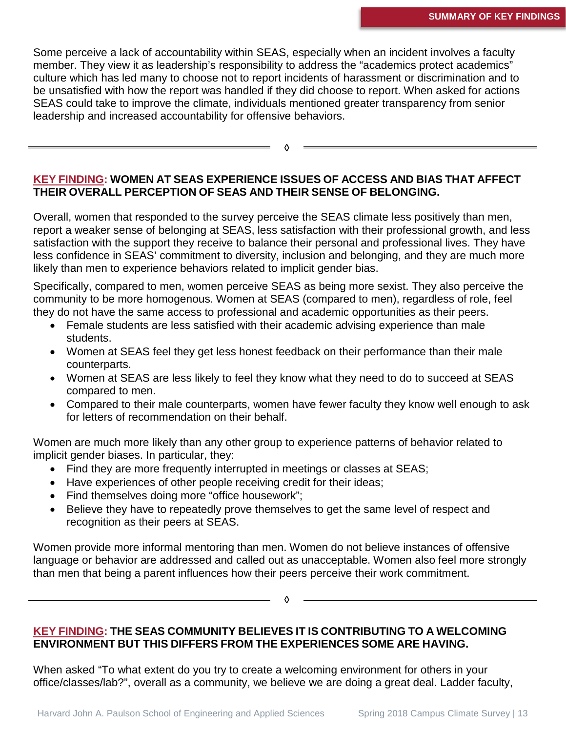Some perceive a lack of accountability within SEAS, especially when an incident involves a faculty member. They view it as leadership's responsibility to address the "academics protect academics" culture which has led many to choose not to report incidents of harassment or discrimination and to be unsatisfied with how the report was handled if they did choose to report. When asked for actions SEAS could take to improve the climate, individuals mentioned greater transparency from senior leadership and increased accountability for offensive behaviors.

◊

**KEY FINDING: WOMEN AT SEAS EXPERIENCE ISSUES OF ACCESS AND BIAS THAT AFFECT THEIR OVERALL PERCEPTION OF SEAS AND THEIR SENSE OF BELONGING.**

Overall, women that responded to the survey perceive the SEAS climate less positively than men, report a weaker sense of belonging at SEAS, less satisfaction with their professional growth, and less satisfaction with the support they receive to balance their personal and professional lives. They have less confidence in SEAS' commitment to diversity, inclusion and belonging, and they are much more likely than men to experience behaviors related to implicit gender bias.

Specifically, compared to men, women perceive SEAS as being more sexist. They also perceive the community to be more homogenous. Women at SEAS (compared to men), regardless of role, feel they do not have the same access to professional and academic opportunities as their peers.

- Female students are less satisfied with their academic advising experience than male students.
- Women at SEAS feel they get less honest feedback on their performance than their male counterparts.
- Women at SEAS are less likely to feel they know what they need to do to succeed at SEAS compared to men.
- Compared to their male counterparts, women have fewer faculty they know well enough to ask for letters of recommendation on their behalf.

Women are much more likely than any other group to experience patterns of behavior related to implicit gender biases. In particular, they:

- Find they are more frequently interrupted in meetings or classes at SEAS;
- Have experiences of other people receiving credit for their ideas;
- Find themselves doing more "office housework";
- Believe they have to repeatedly prove themselves to get the same level of respect and recognition as their peers at SEAS.

Women provide more informal mentoring than men. Women do not believe instances of offensive language or behavior are addressed and called out as unacceptable. Women also feel more strongly than men that being a parent influences how their peers perceive their work commitment.

◊

**KEY FINDING: THE SEAS COMMUNITY BELIEVES IT IS CONTRIBUTING TO A WELCOMING ENVIRONMENT BUT THIS DIFFERS FROM THE EXPERIENCES SOME ARE HAVING.**

When asked "To what extent do you try to create a welcoming environment for others in your office/classes/lab?", overall as a community, we believe we are doing a great deal. Ladder faculty,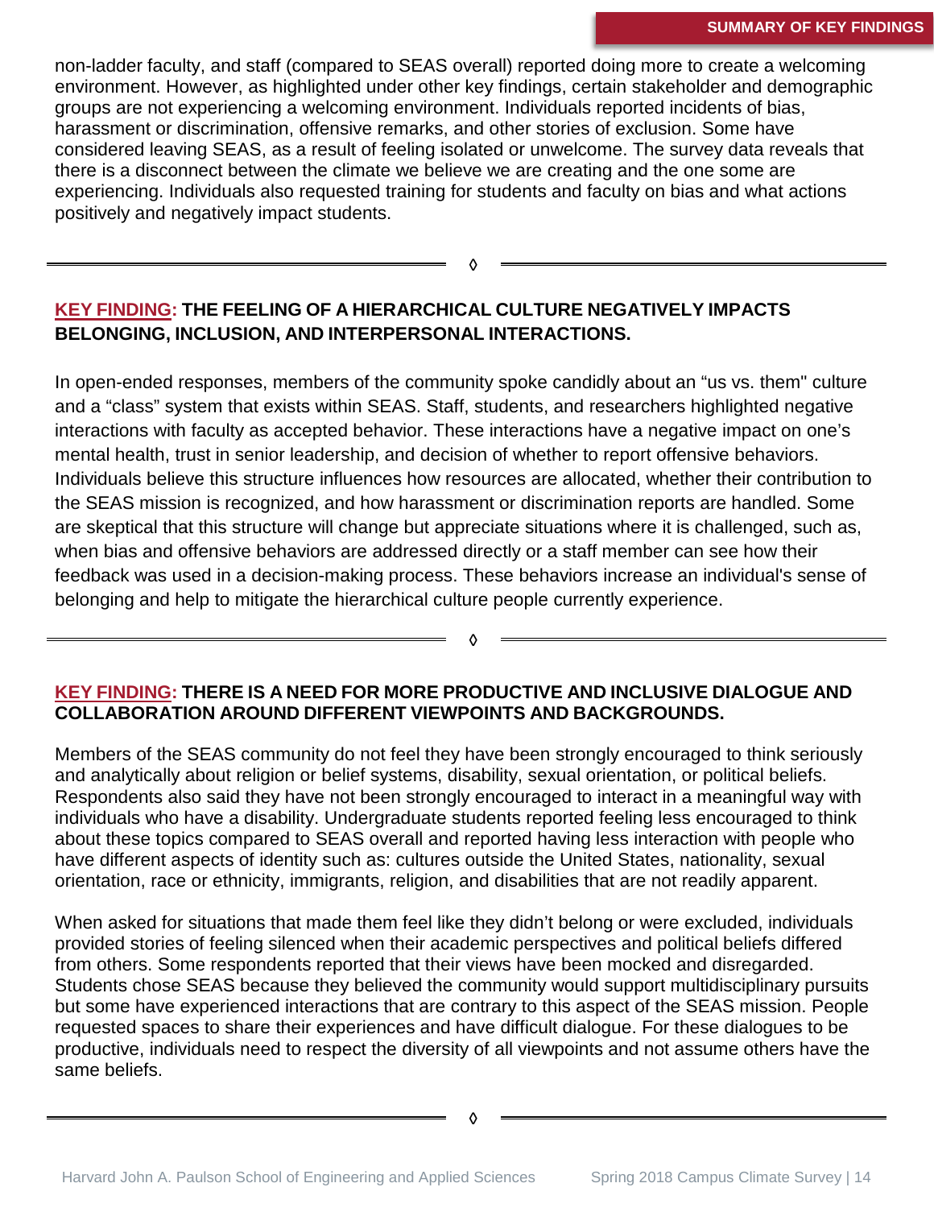non-ladder faculty, and staff (compared to SEAS overall) reported doing more to create a welcoming environment. However, as highlighted under other key findings, certain stakeholder and demographic groups are not experiencing a welcoming environment. Individuals reported incidents of bias, harassment or discrimination, offensive remarks, and other stories of exclusion. Some have considered leaving SEAS, as a result of feeling isolated or unwelcome. The survey data reveals that there is a disconnect between the climate we believe we are creating and the one some are experiencing. Individuals also requested training for students and faculty on bias and what actions positively and negatively impact students.

◊

## KEY FINDING: THE FEELING OF A HIERARCHICAL CULTURE NEGATIVELY IMPACTS BELONGING, INCLUSION, AND INTERPERSONAL INTERACTIONS.

In open-ended responses, members of the community spoke candidly about an “us vs. them" culture and a “class” system that exists within SEAS. Staff, students, and researchers highlighted negative interactions with faculty as accepted behavior. These interactions have a negative impact on one’s mental health, trust in senior leadership, and decision of whether to report offensive behaviors. Individuals believe this structure influences how resources are allocated, whether their contribution to the SEAS mission is recognized, and how harassment or discrimination reports are handled. Some are skeptical that this structure will change but appreciate situations where it is challenged, such as, when bias and offensive behaviors are addressed directly or a staff member can see how their feedback was used in a decision-making process. These behaviors increase an individual's sense of belonging and help to mitigate the hierarchical culture people currently experience.

◊

## KEY FINDING: THERE IS A NEED FOR MORE PRODUCTIVE AND INCLUSIVE DIALOGUE AND COLLABORATION AROUND DIFFERENT VIEWPOINTS AND BACKGROUNDS.

Members of the SEAS community do not feel they have been strongly encouraged to think seriously and analytically about religion or belief systems, disability, sexual orientation, or political beliefs. Respondents also said they have not been strongly encouraged to interact in a meaningful way with individuals who have a disability. Undergraduate students reported feeling less encouraged to think about these topics compared to SEAS overall and reported having less interaction with people who have different aspects of identity such as: cultures outside the United States, nationality, sexual orientation, race or ethnicity, immigrants, religion, and disabilities that are not readily apparent.

When asked for situations that made them feel like they didn’t belong or were excluded, individuals provided stories of feeling silenced when their academic perspectives and political beliefs differed from others. Some respondents reported that their views have been mocked and disregarded. Students chose SEAS because they believed the community would support multidisciplinary pursuits but some have experienced interactions that are contrary to this aspect of the SEAS mission. People requested spaces to share their experiences and have difficult dialogue. For these dialogues to be productive, individuals need to respect the diversity of all viewpoints and not assume others have the same beliefs.

◊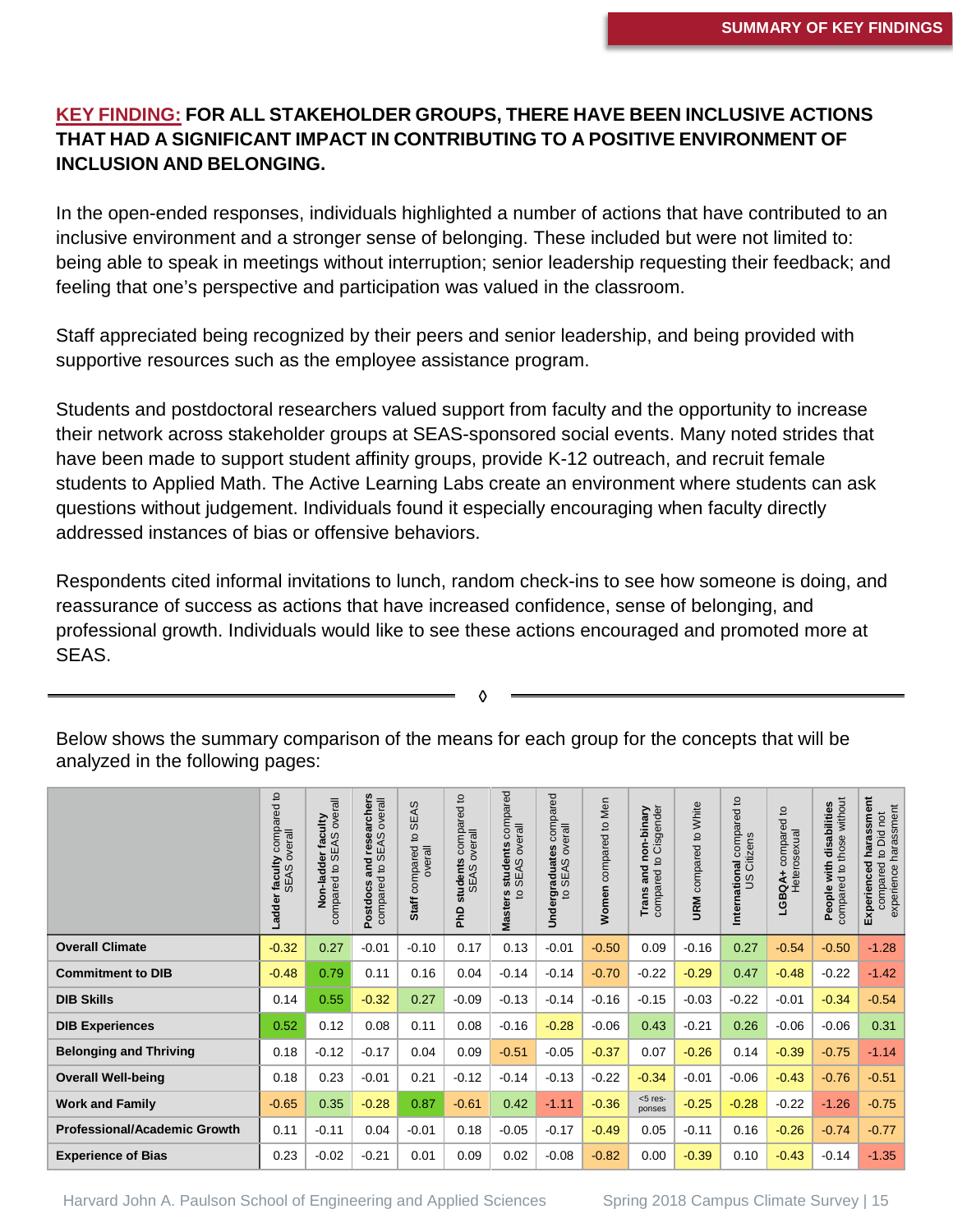**KEY FINDING: FOR ALL STAKEHOLDER GROUPS, THERE HAVE BEEN INCLUSIVE ACTIONS THAT HAD A SIGNIFICANT IMPACT IN CONTRIBUTING TO A POSITIVE ENVIRONMENT OF INCLUSION AND BELONGING.**

In the open-ended responses, individuals highlighted a number of actions that have contributed to an inclusive environment and a stronger sense of belonging. These included but were not limited to: being able to speak in meetings without interruption; senior leadership requesting their feedback; and feeling that one's perspective and participation was valued in the classroom.

Staff appreciated being recognized by their peers and senior leadership, and being provided with supportive resources such as the employee assistance program.

Students and postdoctoral researchers valued support from faculty and the opportunity to increase their network across stakeholder groups at SEAS-sponsored social events. Many noted strides that have been made to support student affinity groups, provide K-12 outreach, and recruit female students to Applied Math. The Active Learning Labs create an environment where students can ask questions without judgement. Individuals found it especially encouraging when faculty directly addressed instances of bias or offensive behaviors.

Respondents cited informal invitations to lunch, random check-ins to see how someone is doing, and reassurance of success as actions that have increased confidence, sense of belonging, and professional growth. Individuals would like to see these actions encouraged and promoted more at SEAS.

◊

Below shows the summary comparison of the means for each group for the concepts that will be analyzed in the following pages:

| | **Ladder faculty** compared to SEAS overall | **Non-ladder faculty** compared to SEAS overall | **Postdocs and researchers** compared to SEAS overall | **Staff** compared to SEAS overall | **PhD students** compared to SEAS overall | **Masters students** compared to SEAS overall | **Undergraduates** compared to SEAS overall | **Women** compared to Men | **Trans and non-binary** compared to Cisgender | **URM** compared to White | **International** compared to US Citizens | **LGBQA+** compared to Heterosexual | **People with disabilities** compared to those without | **Experienced harassment** compared to Did not experience harassment |
|---|---|---|---|---|---|---|---|---|---|---|---|---|---|---|
| **Overall Climate** | -0.32 | 0.27 | -0.01 | -0.10 | 0.17 | 0.13 | -0.01 | -0.50 | 0.09 | -0.16 | 0.27 | -0.54 | -0.50 | -1.28 |
| **Commitment to DIB** | -0.48 | 0.79 | 0.11 | 0.16 | 0.04 | -0.14 | -0.14 | -0.70 | -0.22 | -0.29 | 0.47 | -0.48 | -0.22 | -1.42 |
| **DIB Skills** | 0.14 | 0.55 | -0.32 | 0.27 | -0.09 | -0.13 | -0.14 | -0.16 | -0.15 | -0.03 | -0.22 | -0.01 | -0.34 | -0.54 |
| **DIB Experiences** | 0.52 | 0.12 | 0.08 | 0.11 | 0.08 | -0.16 | -0.28 | -0.06 | 0.43 | -0.21 | 0.26 | -0.06 | -0.06 | 0.31 |
| **Belonging and Thriving** | 0.18 | -0.12 | -0.17 | 0.04 | 0.09 | -0.51 | -0.05 | -0.37 | 0.07 | -0.26 | 0.14 | -0.39 | -0.75 | -1.14 |
| **Overall Well-being** | 0.18 | 0.23 | -0.01 | 0.21 | -0.12 | -0.14 | -0.13 | -0.22 | -0.34 | -0.01 | -0.06 | -0.43 | -0.76 | -0.51 |
| **Work and Family** | -0.65 | 0.35 | -0.28 | 0.87 | -0.61 | 0.42 | -1.11 | -0.36 | <5 responses | -0.25 | -0.28 | -0.22 | -1.26 | -0.75 |
| **Professional/Academic Growth** | 0.11 | -0.11 | 0.04 | -0.01 | 0.18 | -0.05 | -0.17 | -0.49 | 0.05 | -0.11 | 0.16 | -0.26 | -0.74 | -0.77 |
| **Experience of Bias** | 0.23 | -0.02 | -0.21 | 0.01 | 0.09 | 0.02 | -0.08 | -0.82 | 0.00 | -0.39 | 0.10 | -0.43 | -0.14 | -1.35 |